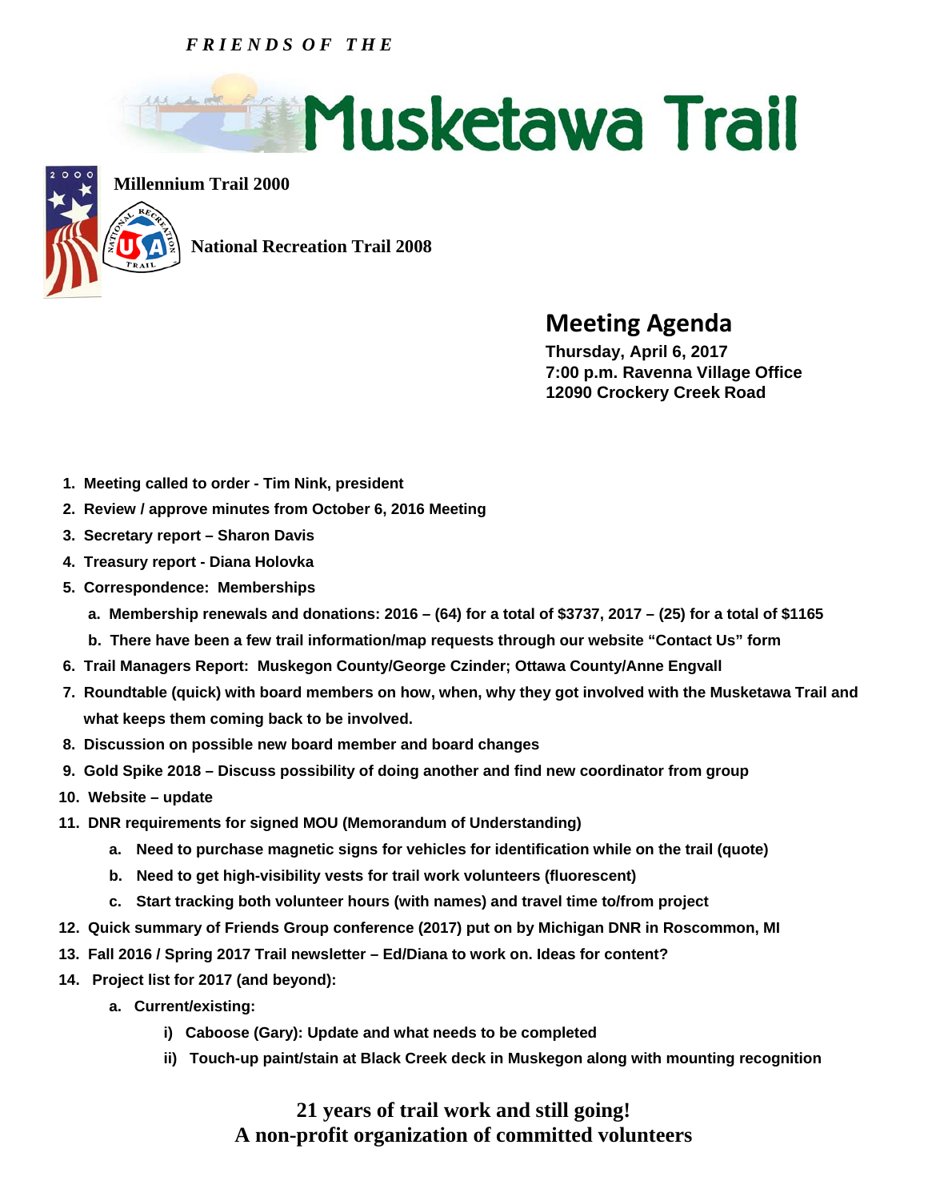*FRIENDS OF THE*

# Musketawa Trail

**Millennium Trail 2000**

**National Recreation Trail 2008**

## Meeting Agenda

**Thursday, April 6, 2017**
**7:00 p.m. Ravenna Village Office**
**12090 Crockery Creek Road**

1. **Meeting called to order - Tim Nink, president**
2. **Review / approve minutes from October 6, 2016 Meeting**
3. **Secretary report – Sharon Davis**
4. **Treasury report - Diana Holovka**
5. **Correspondence: Memberships**
   a. **Membership renewals and donations: 2016 – (64) for a total of $3737, 2017 – (25) for a total of $1165**
   b. **There have been a few trail information/map requests through our website "Contact Us" form**
6. **Trail Managers Report: Muskegon County/George Czinder; Ottawa County/Anne Engvall**
7. **Roundtable (quick) with board members on how, when, why they got involved with the Musketawa Trail and what keeps them coming back to be involved.**
8. **Discussion on possible new board member and board changes**
9. **Gold Spike 2018 – Discuss possibility of doing another and find new coordinator from group**
10. **Website – update**
11. **DNR requirements for signed MOU (Memorandum of Understanding)**
    a. **Need to purchase magnetic signs for vehicles for identification while on the trail (quote)**
    b. **Need to get high-visibility vests for trail work volunteers (fluorescent)**
    c. **Start tracking both volunteer hours (with names) and travel time to/from project**
12. **Quick summary of Friends Group conference (2017) put on by Michigan DNR in Roscommon, MI**
13. **Fall 2016 / Spring 2017 Trail newsletter – Ed/Diana to work on. Ideas for content?**
14. **Project list for 2017 (and beyond):**
    a. **Current/existing:**
       i) **Caboose (Gary): Update and what needs to be completed**
       ii) **Touch-up paint/stain at Black Creek deck in Muskegon along with mounting recognition**

**21 years of trail work and still going!**
**A non-profit organization of committed volunteers**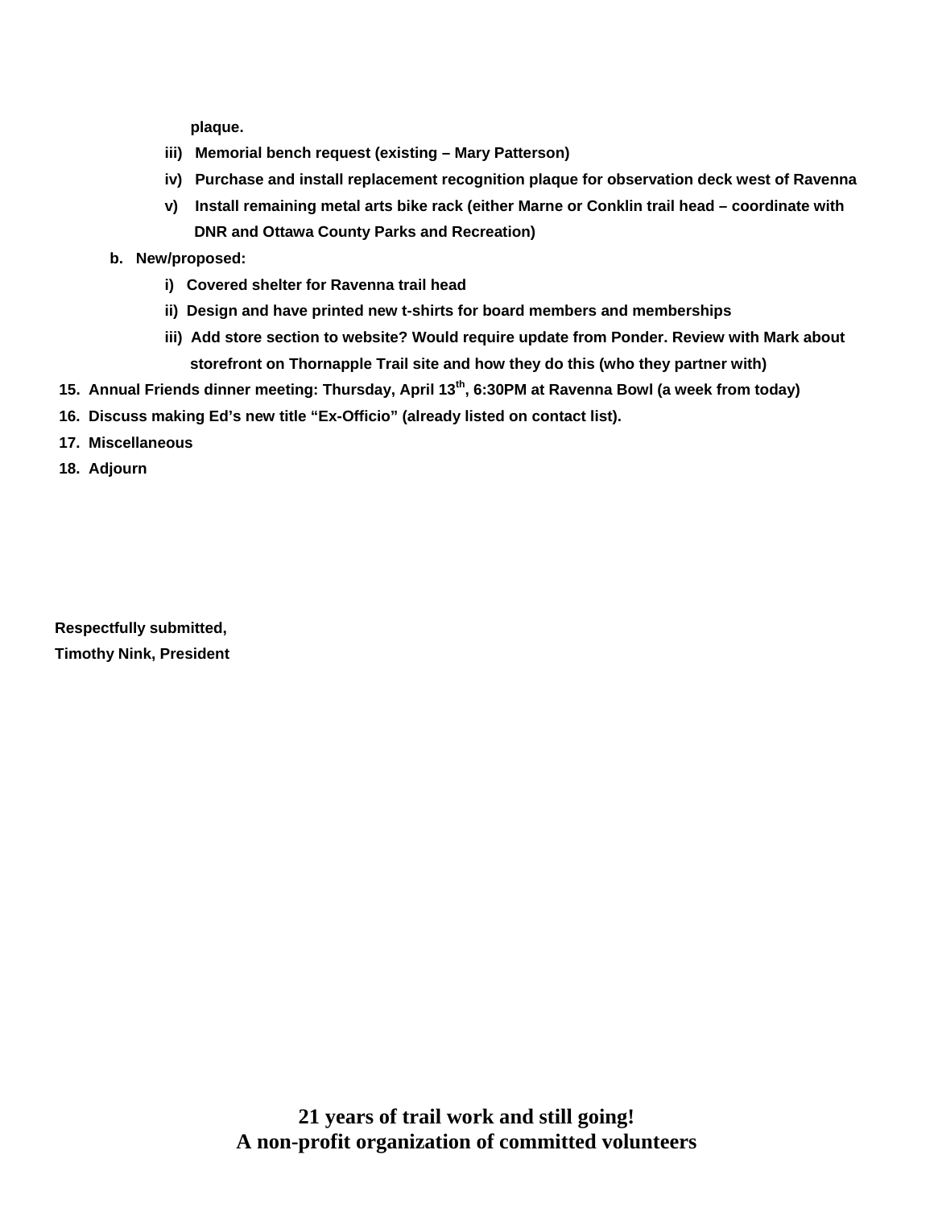**plaque.**

- **iii) Memorial bench request (existing – Mary Patterson)**
- **iv) Purchase and install replacement recognition plaque for observation deck west of Ravenna**
- **v) Install remaining metal arts bike rack (either Marne or Conklin trail head – coordinate with DNR and Ottawa County Parks and Recreation)**

**b. New/proposed:**

- **i) Covered shelter for Ravenna trail head**
- **ii) Design and have printed new t-shirts for board members and memberships**
- **iii) Add store section to website? Would require update from Ponder. Review with Mark about storefront on Thornapple Trail site and how they do this (who they partner with)**

**15. Annual Friends dinner meeting: Thursday, April 13th, 6:30PM at Ravenna Bowl (a week from today)**

**16. Discuss making Ed's new title "Ex-Officio" (already listed on contact list).**

**17. Miscellaneous**

**18. Adjourn**

**Respectfully submitted,**
**Timothy Nink, President**

**21 years of trail work and still going!**
**A non-profit organization of committed volunteers**